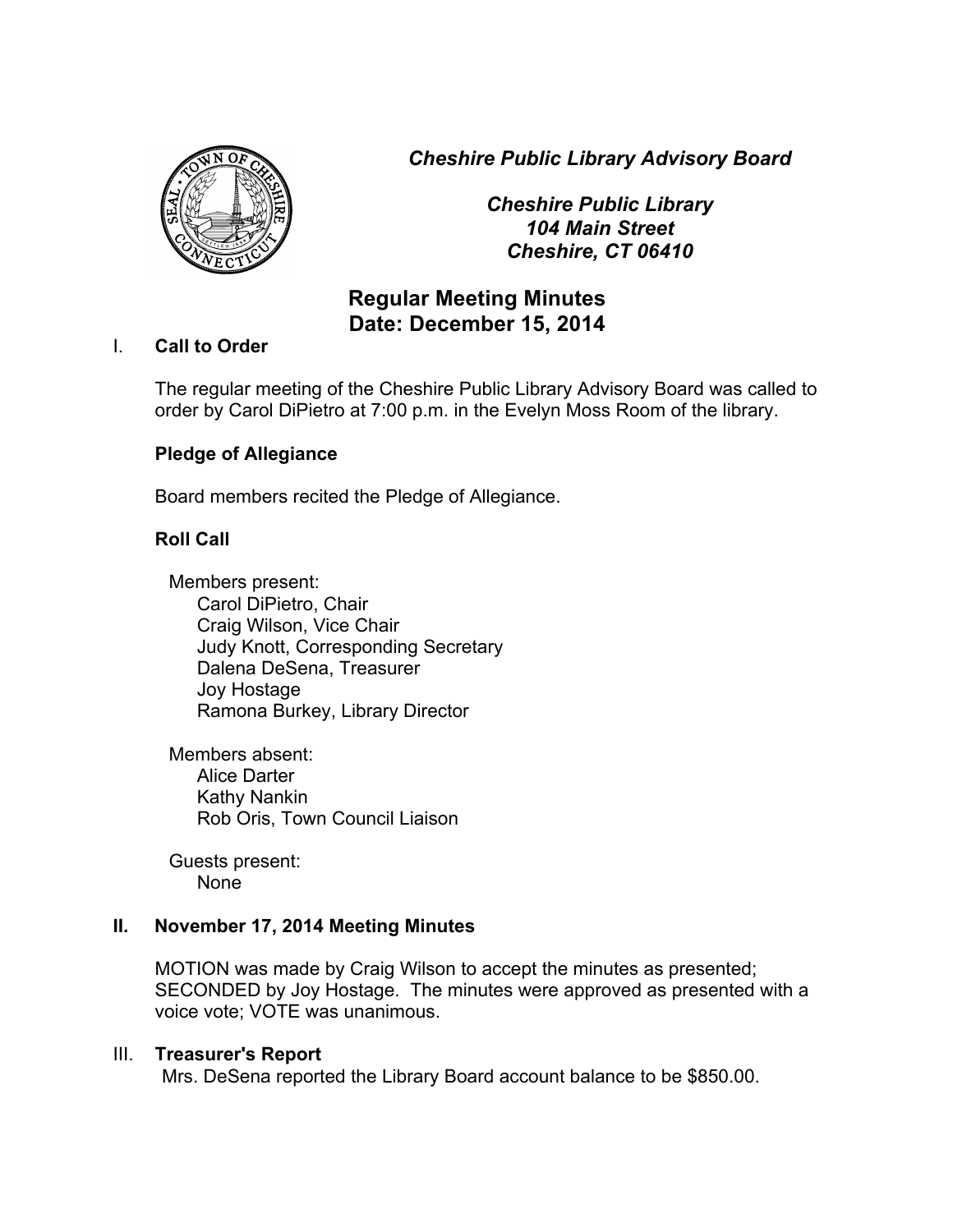*Cheshire Public Library Advisory Board*

*Cheshire Public Library*
*104 Main Street*
*Cheshire, CT 06410*

# Regular Meeting Minutes
# Date: December 15, 2014

## I. Call to Order

The regular meeting of the Cheshire Public Library Advisory Board was called to order by Carol DiPietro at 7:00 p.m. in the Evelyn Moss Room of the library.

### Pledge of Allegiance

Board members recited the Pledge of Allegiance.

### Roll Call

Members present:
- Carol DiPietro, Chair
- Craig Wilson, Vice Chair
- Judy Knott, Corresponding Secretary
- Dalena DeSena, Treasurer
- Joy Hostage
- Ramona Burkey, Library Director

Members absent:
- Alice Darter
- Kathy Nankin
- Rob Oris, Town Council Liaison

Guests present:
- None

## II. November 17, 2014 Meeting Minutes

MOTION was made by Craig Wilson to accept the minutes as presented; SECONDED by Joy Hostage. The minutes were approved as presented with a voice vote; VOTE was unanimous.

## III. Treasurer's Report

Mrs. DeSena reported the Library Board account balance to be $850.00.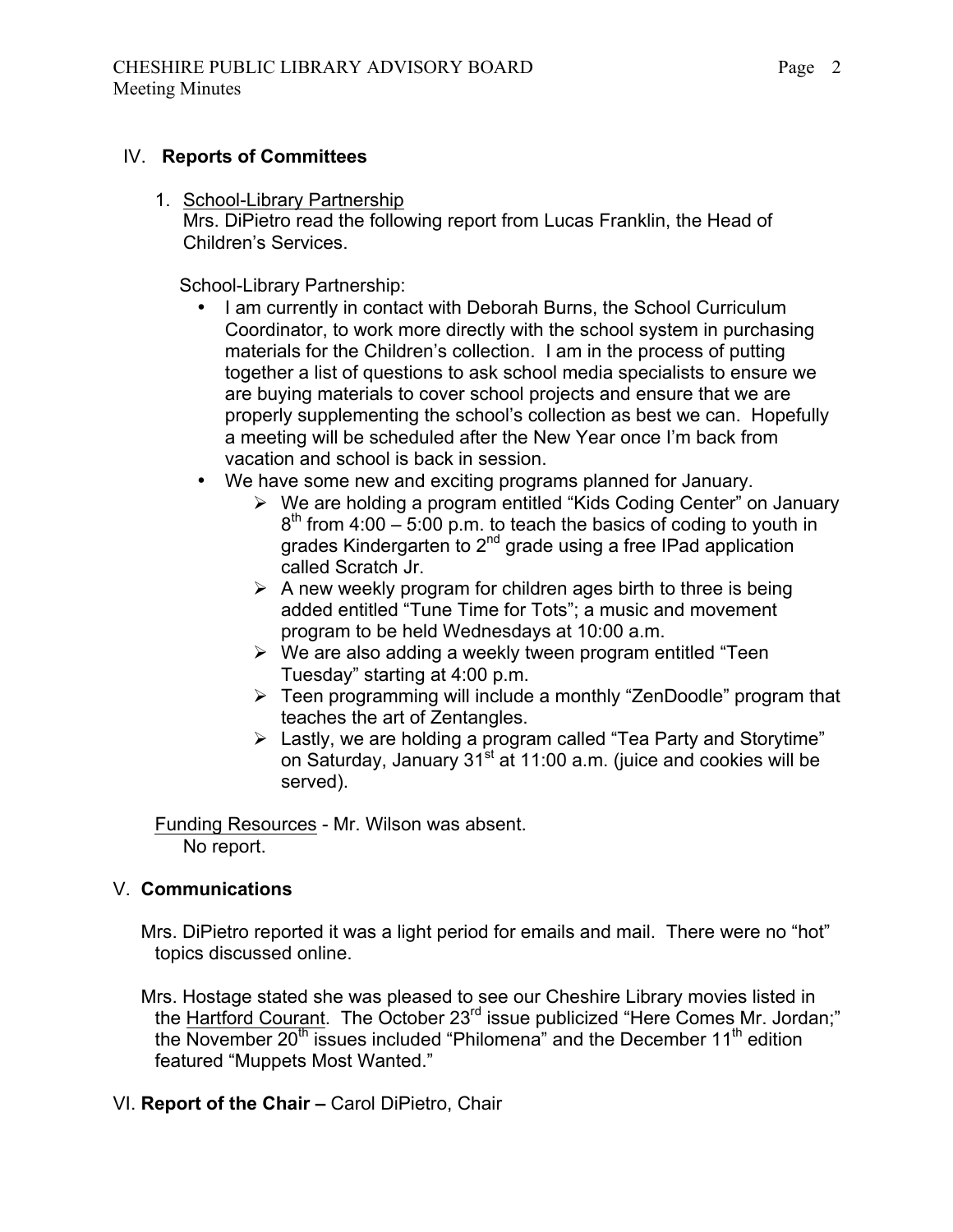## IV. **Reports of Committees**

1. School-Library Partnership
   Mrs. DiPietro read the following report from Lucas Franklin, the Head of Children's Services.

   School-Library Partnership:

   - I am currently in contact with Deborah Burns, the School Curriculum Coordinator, to work more directly with the school system in purchasing materials for the Children's collection. I am in the process of putting together a list of questions to ask school media specialists to ensure we are buying materials to cover school projects and ensure that we are properly supplementing the school's collection as best we can. Hopefully a meeting will be scheduled after the New Year once I'm back from vacation and school is back in session.
   - We have some new and exciting programs planned for January.
     - We are holding a program entitled "Kids Coding Center" on January 8th from 4:00 – 5:00 p.m. to teach the basics of coding to youth in grades Kindergarten to 2nd grade using a free IPad application called Scratch Jr.
     - A new weekly program for children ages birth to three is being added entitled "Tune Time for Tots"; a music and movement program to be held Wednesdays at 10:00 a.m.
     - We are also adding a weekly tween program entitled "Teen Tuesday" starting at 4:00 p.m.
     - Teen programming will include a monthly "ZenDoodle" program that teaches the art of Zentangles.
     - Lastly, we are holding a program called "Tea Party and Storytime" on Saturday, January 31st at 11:00 a.m. (juice and cookies will be served).

Funding Resources - Mr. Wilson was absent.
No report.

## V. **Communications**

Mrs. DiPietro reported it was a light period for emails and mail. There were no "hot" topics discussed online.

Mrs. Hostage stated she was pleased to see our Cheshire Library movies listed in the Hartford Courant. The October 23rd issue publicized "Here Comes Mr. Jordan;" the November 20th issues included "Philomena" and the December 11th edition featured "Muppets Most Wanted."

## VI. **Report of the Chair –** Carol DiPietro, Chair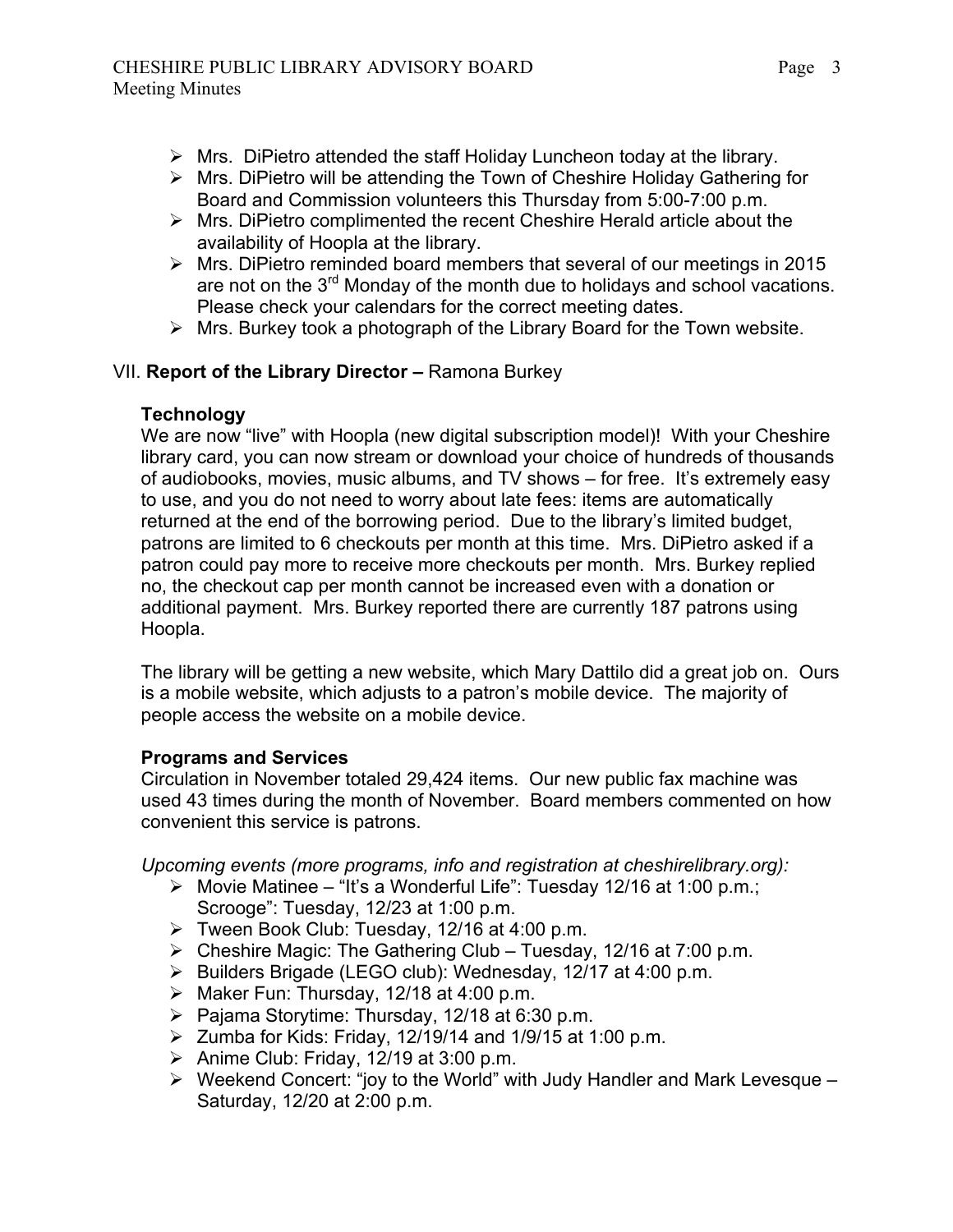- Mrs. DiPietro attended the staff Holiday Luncheon today at the library.
- Mrs. DiPietro will be attending the Town of Cheshire Holiday Gathering for Board and Commission volunteers this Thursday from 5:00-7:00 p.m.
- Mrs. DiPietro complimented the recent Cheshire Herald article about the availability of Hoopla at the library.
- Mrs. DiPietro reminded board members that several of our meetings in 2015 are not on the 3rd Monday of the month due to holidays and school vacations. Please check your calendars for the correct meeting dates.
- Mrs. Burkey took a photograph of the Library Board for the Town website.

VII. **Report of the Library Director –** Ramona Burkey

**Technology**

We are now "live" with Hoopla (new digital subscription model)! With your Cheshire library card, you can now stream or download your choice of hundreds of thousands of audiobooks, movies, music albums, and TV shows – for free. It's extremely easy to use, and you do not need to worry about late fees: items are automatically returned at the end of the borrowing period. Due to the library's limited budget, patrons are limited to 6 checkouts per month at this time. Mrs. DiPietro asked if a patron could pay more to receive more checkouts per month. Mrs. Burkey replied no, the checkout cap per month cannot be increased even with a donation or additional payment. Mrs. Burkey reported there are currently 187 patrons using Hoopla.

The library will be getting a new website, which Mary Dattilo did a great job on. Ours is a mobile website, which adjusts to a patron's mobile device. The majority of people access the website on a mobile device.

**Programs and Services**

Circulation in November totaled 29,424 items. Our new public fax machine was used 43 times during the month of November. Board members commented on how convenient this service is patrons.

*Upcoming events (more programs, info and registration at cheshirelibrary.org):*

- Movie Matinee – "It's a Wonderful Life": Tuesday 12/16 at 1:00 p.m.; Scrooge": Tuesday, 12/23 at 1:00 p.m.
- Tween Book Club: Tuesday, 12/16 at 4:00 p.m.
- Cheshire Magic: The Gathering Club – Tuesday, 12/16 at 7:00 p.m.
- Builders Brigade (LEGO club): Wednesday, 12/17 at 4:00 p.m.
- Maker Fun: Thursday, 12/18 at 4:00 p.m.
- Pajama Storytime: Thursday, 12/18 at 6:30 p.m.
- Zumba for Kids: Friday, 12/19/14 and 1/9/15 at 1:00 p.m.
- Anime Club: Friday, 12/19 at 3:00 p.m.
- Weekend Concert: "joy to the World" with Judy Handler and Mark Levesque – Saturday, 12/20 at 2:00 p.m.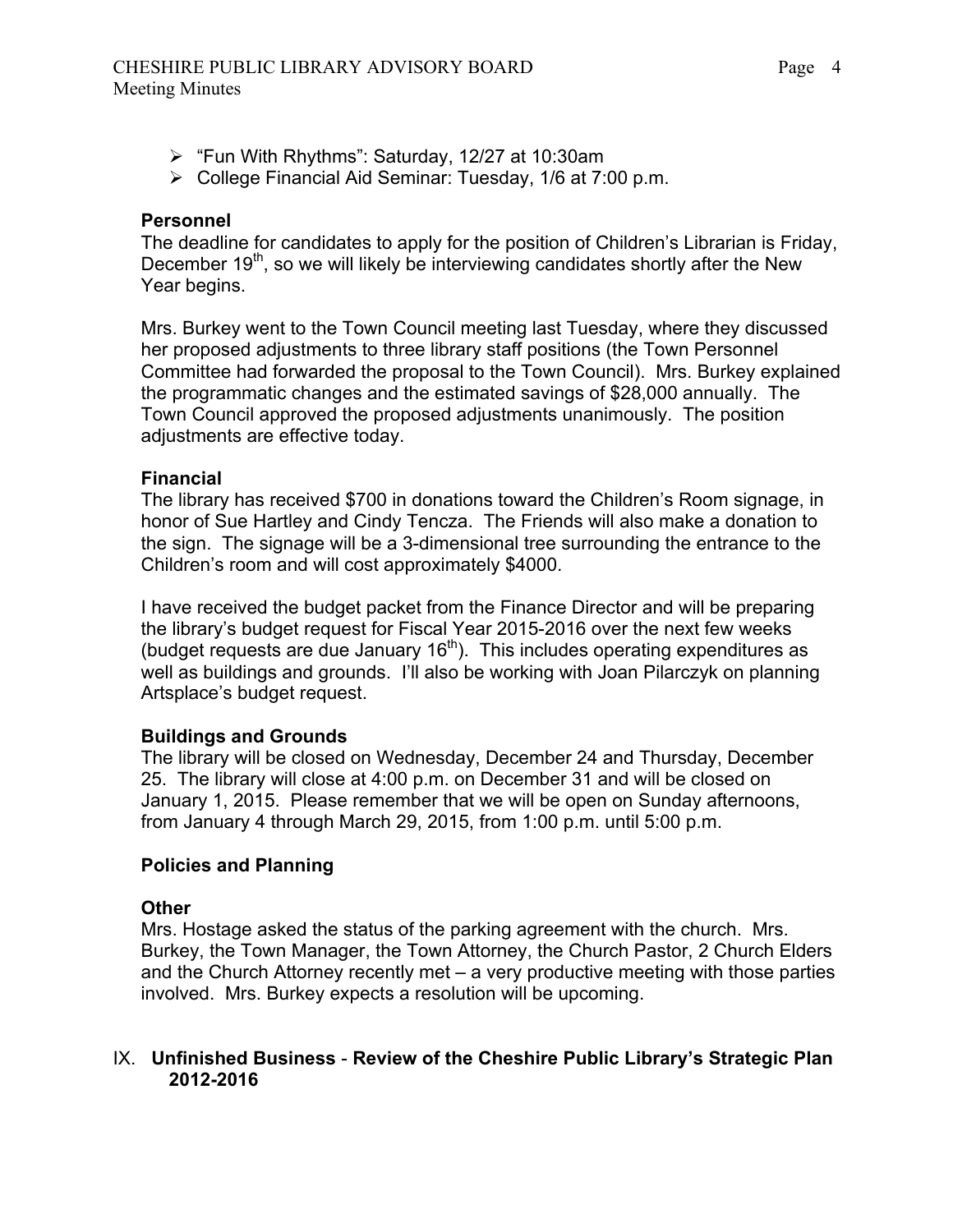- "Fun With Rhythms": Saturday, 12/27 at 10:30am
- College Financial Aid Seminar: Tuesday, 1/6 at 7:00 p.m.

**Personnel**

The deadline for candidates to apply for the position of Children's Librarian is Friday, December 19th, so we will likely be interviewing candidates shortly after the New Year begins.

Mrs. Burkey went to the Town Council meeting last Tuesday, where they discussed her proposed adjustments to three library staff positions (the Town Personnel Committee had forwarded the proposal to the Town Council). Mrs. Burkey explained the programmatic changes and the estimated savings of $28,000 annually. The Town Council approved the proposed adjustments unanimously. The position adjustments are effective today.

**Financial**

The library has received $700 in donations toward the Children's Room signage, in honor of Sue Hartley and Cindy Tencza. The Friends will also make a donation to the sign. The signage will be a 3-dimensional tree surrounding the entrance to the Children's room and will cost approximately $4000.

I have received the budget packet from the Finance Director and will be preparing the library's budget request for Fiscal Year 2015-2016 over the next few weeks (budget requests are due January 16th). This includes operating expenditures as well as buildings and grounds. I'll also be working with Joan Pilarczyk on planning Artsplace's budget request.

**Buildings and Grounds**

The library will be closed on Wednesday, December 24 and Thursday, December 25. The library will close at 4:00 p.m. on December 31 and will be closed on January 1, 2015. Please remember that we will be open on Sunday afternoons, from January 4 through March 29, 2015, from 1:00 p.m. until 5:00 p.m.

**Policies and Planning**

**Other**

Mrs. Hostage asked the status of the parking agreement with the church. Mrs. Burkey, the Town Manager, the Town Attorney, the Church Pastor, 2 Church Elders and the Church Attorney recently met – a very productive meeting with those parties involved. Mrs. Burkey expects a resolution will be upcoming.

## IX. **Unfinished Business** - **Review of the Cheshire Public Library's Strategic Plan 2012-2016**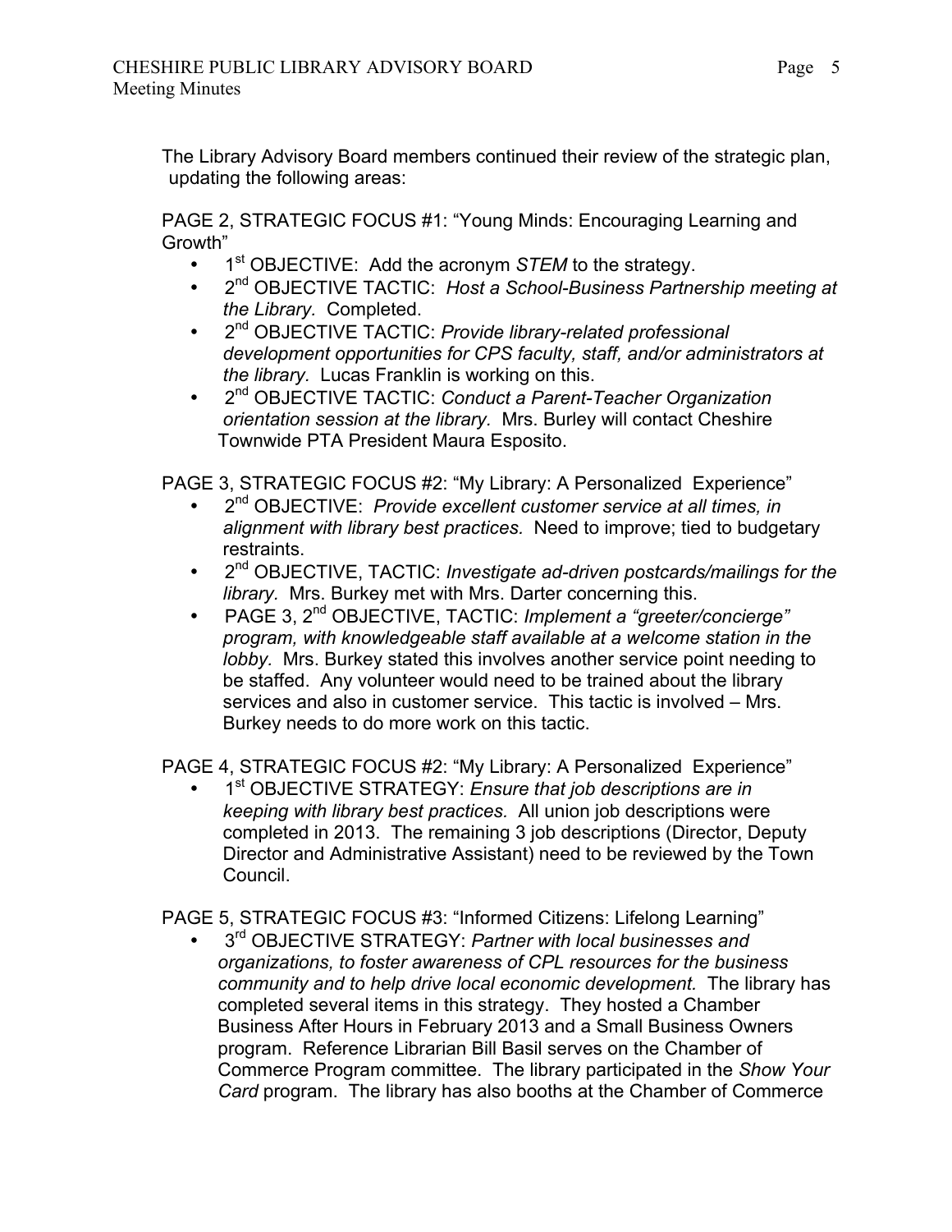The Library Advisory Board members continued their review of the strategic plan, updating the following areas:

PAGE 2, STRATEGIC FOCUS #1: "Young Minds: Encouraging Learning and Growth"

- 1st OBJECTIVE: Add the acronym *STEM* to the strategy.
- 2nd OBJECTIVE TACTIC: *Host a School-Business Partnership meeting at the Library.* Completed.
- 2nd OBJECTIVE TACTIC: *Provide library-related professional development opportunities for CPS faculty, staff, and/or administrators at the library.* Lucas Franklin is working on this.
- 2nd OBJECTIVE TACTIC: *Conduct a Parent-Teacher Organization orientation session at the library.* Mrs. Burley will contact Cheshire Townwide PTA President Maura Esposito.

PAGE 3, STRATEGIC FOCUS #2: "My Library: A Personalized Experience"

- 2nd OBJECTIVE: *Provide excellent customer service at all times, in alignment with library best practices.* Need to improve; tied to budgetary restraints.
- 2nd OBJECTIVE, TACTIC: *Investigate ad-driven postcards/mailings for the library.* Mrs. Burkey met with Mrs. Darter concerning this.
- PAGE 3, 2nd OBJECTIVE, TACTIC: *Implement a "greeter/concierge" program, with knowledgeable staff available at a welcome station in the lobby.* Mrs. Burkey stated this involves another service point needing to be staffed. Any volunteer would need to be trained about the library services and also in customer service. This tactic is involved – Mrs. Burkey needs to do more work on this tactic.

PAGE 4, STRATEGIC FOCUS #2: "My Library: A Personalized Experience"

- 1st OBJECTIVE STRATEGY: *Ensure that job descriptions are in keeping with library best practices.* All union job descriptions were completed in 2013. The remaining 3 job descriptions (Director, Deputy Director and Administrative Assistant) need to be reviewed by the Town Council.

PAGE 5, STRATEGIC FOCUS #3: "Informed Citizens: Lifelong Learning"

- 3rd OBJECTIVE STRATEGY: *Partner with local businesses and organizations, to foster awareness of CPL resources for the business community and to help drive local economic development.* The library has completed several items in this strategy. They hosted a Chamber Business After Hours in February 2013 and a Small Business Owners program. Reference Librarian Bill Basil serves on the Chamber of Commerce Program committee. The library participated in the *Show Your Card* program. The library has also booths at the Chamber of Commerce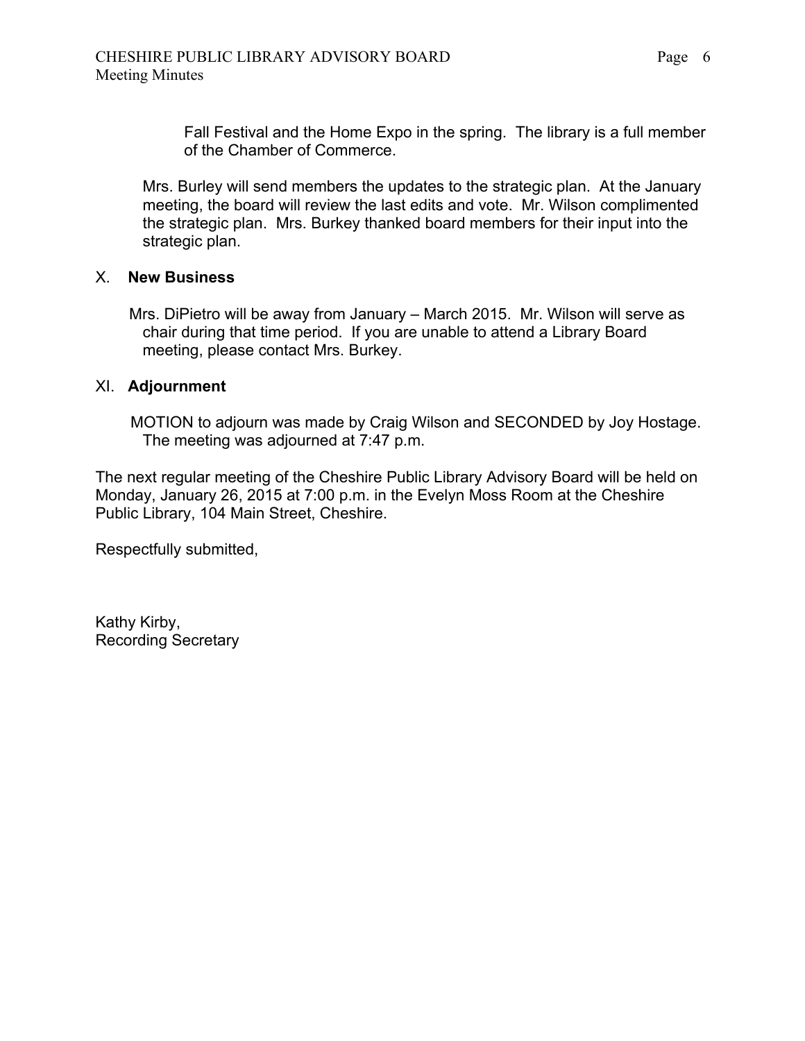Fall Festival and the Home Expo in the spring. The library is a full member of the Chamber of Commerce.

Mrs. Burley will send members the updates to the strategic plan. At the January meeting, the board will review the last edits and vote. Mr. Wilson complimented the strategic plan. Mrs. Burkey thanked board members for their input into the strategic plan.

## X. **New Business**

Mrs. DiPietro will be away from January – March 2015. Mr. Wilson will serve as chair during that time period. If you are unable to attend a Library Board meeting, please contact Mrs. Burkey.

## XI. **Adjournment**

MOTION to adjourn was made by Craig Wilson and SECONDED by Joy Hostage. The meeting was adjourned at 7:47 p.m.

The next regular meeting of the Cheshire Public Library Advisory Board will be held on Monday, January 26, 2015 at 7:00 p.m. in the Evelyn Moss Room at the Cheshire Public Library, 104 Main Street, Cheshire.

Respectfully submitted,

Kathy Kirby,
Recording Secretary